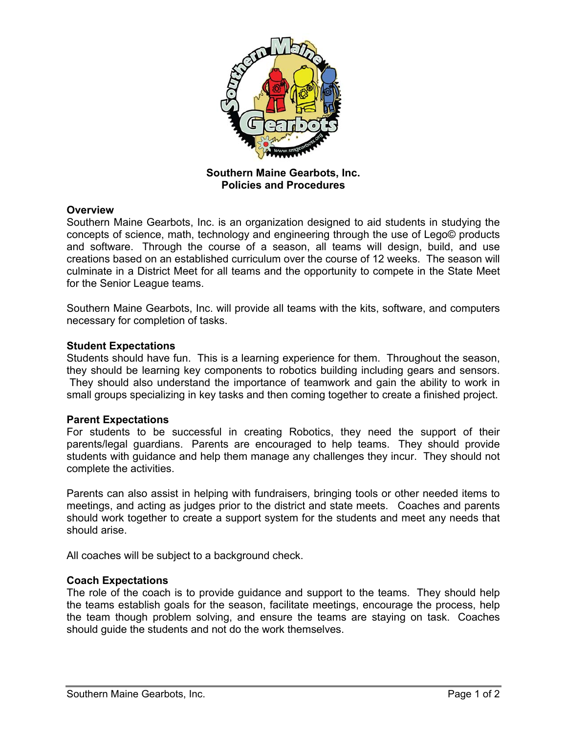**Southern Maine Gearbots, Inc.**
**Policies and Procedures**

## Overview

Southern Maine Gearbots, Inc. is an organization designed to aid students in studying the concepts of science, math, technology and engineering through the use of Lego© products and software. Through the course of a season, all teams will design, build, and use creations based on an established curriculum over the course of 12 weeks. The season will culminate in a District Meet for all teams and the opportunity to compete in the State Meet for the Senior League teams.

Southern Maine Gearbots, Inc. will provide all teams with the kits, software, and computers necessary for completion of tasks.

## Student Expectations

Students should have fun. This is a learning experience for them. Throughout the season, they should be learning key components to robotics building including gears and sensors. They should also understand the importance of teamwork and gain the ability to work in small groups specializing in key tasks and then coming together to create a finished project.

## Parent Expectations

For students to be successful in creating Robotics, they need the support of their parents/legal guardians. Parents are encouraged to help teams. They should provide students with guidance and help them manage any challenges they incur. They should not complete the activities.

Parents can also assist in helping with fundraisers, bringing tools or other needed items to meetings, and acting as judges prior to the district and state meets. Coaches and parents should work together to create a support system for the students and meet any needs that should arise.

All coaches will be subject to a background check.

## Coach Expectations

The role of the coach is to provide guidance and support to the teams. They should help the teams establish goals for the season, facilitate meetings, encourage the process, help the team though problem solving, and ensure the teams are staying on task. Coaches should guide the students and not do the work themselves.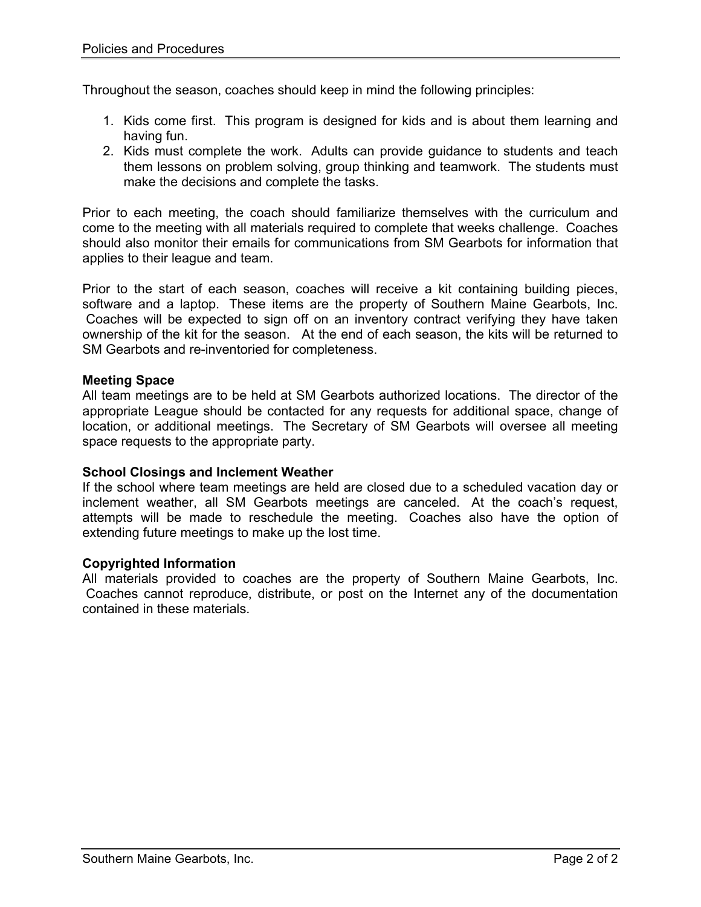Throughout the season, coaches should keep in mind the following principles:

1. Kids come first. This program is designed for kids and is about them learning and having fun.
2. Kids must complete the work. Adults can provide guidance to students and teach them lessons on problem solving, group thinking and teamwork. The students must make the decisions and complete the tasks.

Prior to each meeting, the coach should familiarize themselves with the curriculum and come to the meeting with all materials required to complete that weeks challenge. Coaches should also monitor their emails for communications from SM Gearbots for information that applies to their league and team.

Prior to the start of each season, coaches will receive a kit containing building pieces, software and a laptop. These items are the property of Southern Maine Gearbots, Inc. Coaches will be expected to sign off on an inventory contract verifying they have taken ownership of the kit for the season. At the end of each season, the kits will be returned to SM Gearbots and re-inventoried for completeness.

**Meeting Space**

All team meetings are to be held at SM Gearbots authorized locations. The director of the appropriate League should be contacted for any requests for additional space, change of location, or additional meetings. The Secretary of SM Gearbots will oversee all meeting space requests to the appropriate party.

**School Closings and Inclement Weather**

If the school where team meetings are held are closed due to a scheduled vacation day or inclement weather, all SM Gearbots meetings are canceled. At the coach's request, attempts will be made to reschedule the meeting. Coaches also have the option of extending future meetings to make up the lost time.

**Copyrighted Information**

All materials provided to coaches are the property of Southern Maine Gearbots, Inc. Coaches cannot reproduce, distribute, or post on the Internet any of the documentation contained in these materials.